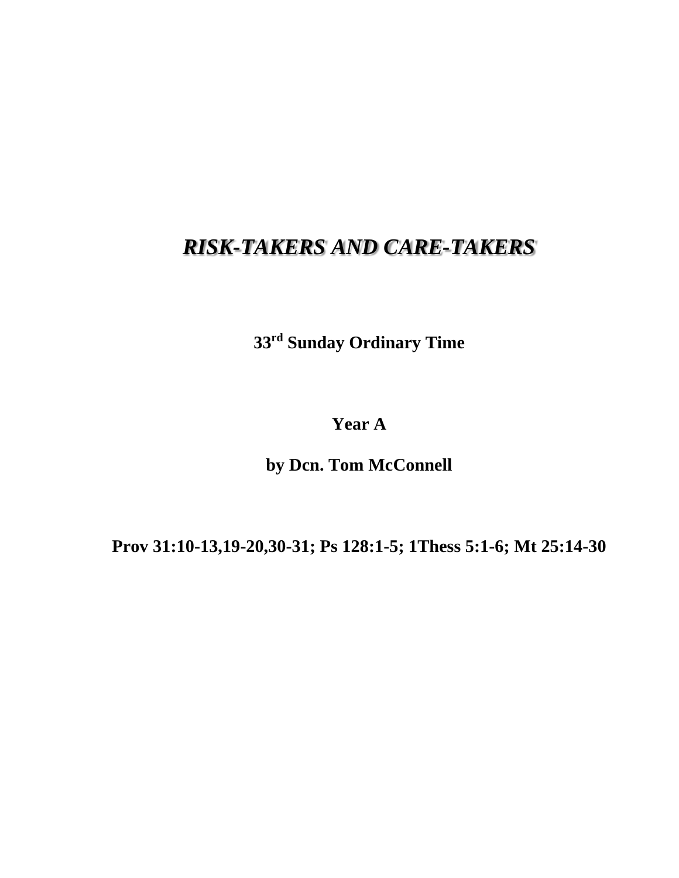# ***RISK-TAKERS AND CARE-TAKERS***

**33rd Sunday Ordinary Time**

**Year A**

**by Dcn. Tom McConnell**

**Prov 31:10-13,19-20,30-31; Ps 128:1-5; 1Thess 5:1-6; Mt 25:14-30**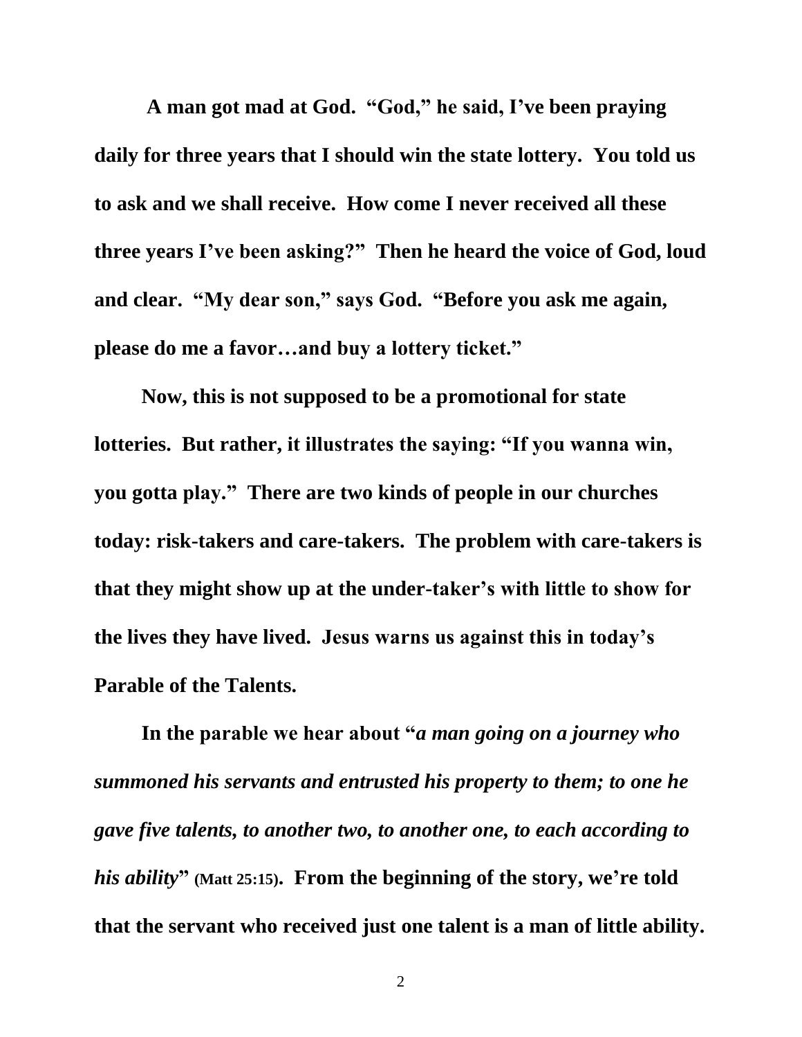**A man got mad at God. "God," he said, I've been praying daily for three years that I should win the state lottery. You told us to ask and we shall receive. How come I never received all these three years I've been asking?" Then he heard the voice of God, loud and clear. "My dear son," says God. "Before you ask me again, please do me a favor…and buy a lottery ticket."**

**Now, this is not supposed to be a promotional for state lotteries. But rather, it illustrates the saying: "If you wanna win, you gotta play." There are two kinds of people in our churches today: risk-takers and care-takers. The problem with care-takers is that they might show up at the under-taker's with little to show for the lives they have lived. Jesus warns us against this in today's Parable of the Talents.**

**In the parable we hear about "*a man going on a journey who summoned his servants and entrusted his property to them; to one he gave five talents, to another two, to another one, to each according to his ability*" (Matt 25:15). From the beginning of the story, we're told that the servant who received just one talent is a man of little ability.**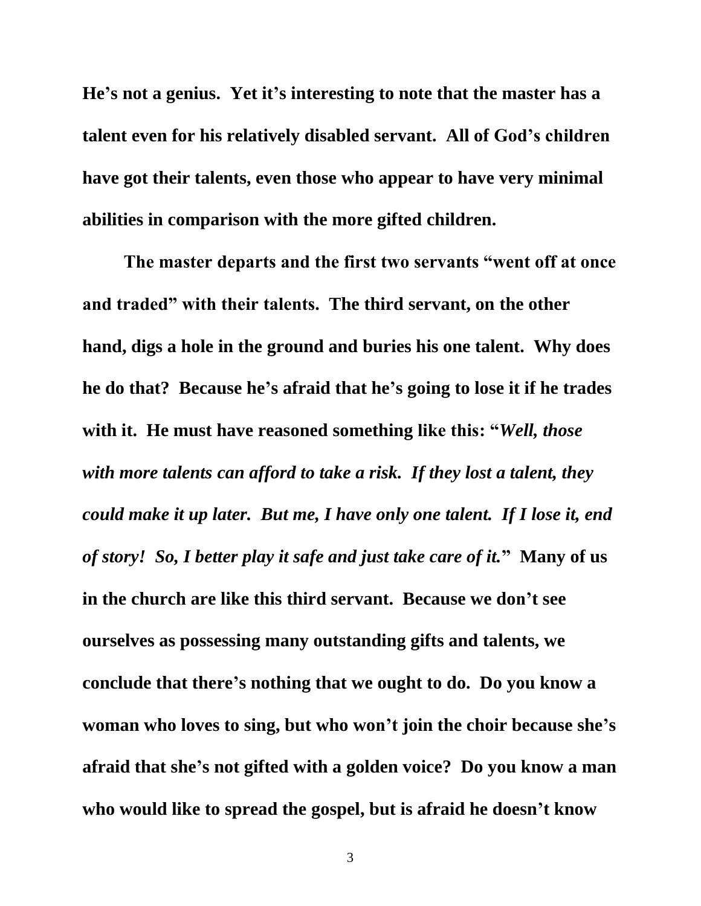**He's not a genius. Yet it's interesting to note that the master has a talent even for his relatively disabled servant. All of God's children have got their talents, even those who appear to have very minimal abilities in comparison with the more gifted children.**

**The master departs and the first two servants "went off at once and traded" with their talents. The third servant, on the other hand, digs a hole in the ground and buries his one talent. Why does he do that? Because he's afraid that he's going to lose it if he trades with it. He must have reasoned something like this: "*Well, those with more talents can afford to take a risk. If they lost a talent, they could make it up later. But me, I have only one talent. If I lose it, end of story! So, I better play it safe and just take care of it.*" Many of us in the church are like this third servant. Because we don't see ourselves as possessing many outstanding gifts and talents, we conclude that there's nothing that we ought to do. Do you know a woman who loves to sing, but who won't join the choir because she's afraid that she's not gifted with a golden voice? Do you know a man who would like to spread the gospel, but is afraid he doesn't know**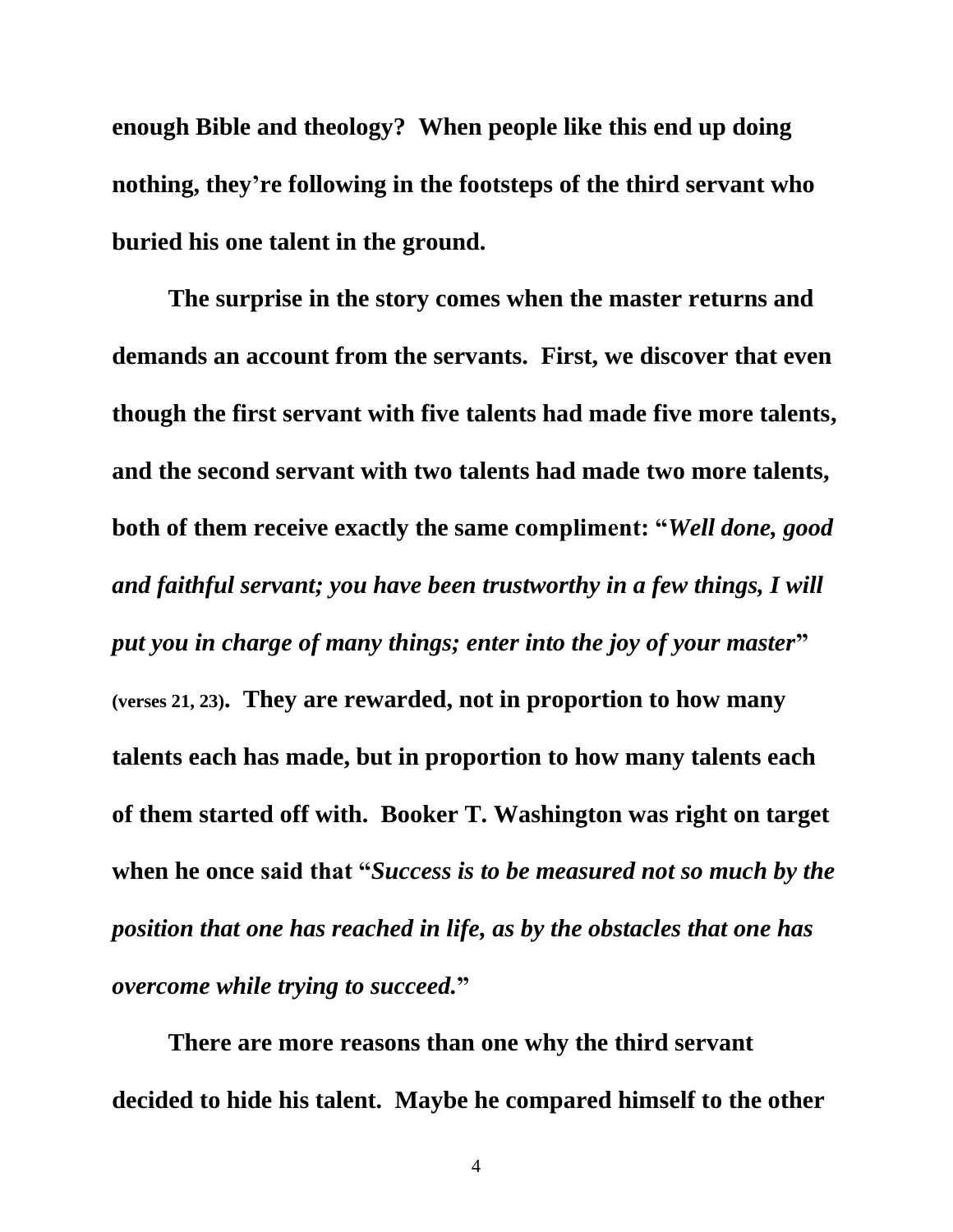**enough Bible and theology? When people like this end up doing nothing, they're following in the footsteps of the third servant who buried his one talent in the ground.**

**The surprise in the story comes when the master returns and demands an account from the servants. First, we discover that even though the first servant with five talents had made five more talents, and the second servant with two talents had made two more talents, both of them receive exactly the same compliment: "*Well done, good and faithful servant; you have been trustworthy in a few things, I will put you in charge of many things; enter into the joy of your master*" (verses 21, 23). They are rewarded, not in proportion to how many talents each has made, but in proportion to how many talents each of them started off with. Booker T. Washington was right on target when he once said that "*Success is to be measured not so much by the position that one has reached in life, as by the obstacles that one has overcome while trying to succeed.*"**

**There are more reasons than one why the third servant decided to hide his talent. Maybe he compared himself to the other**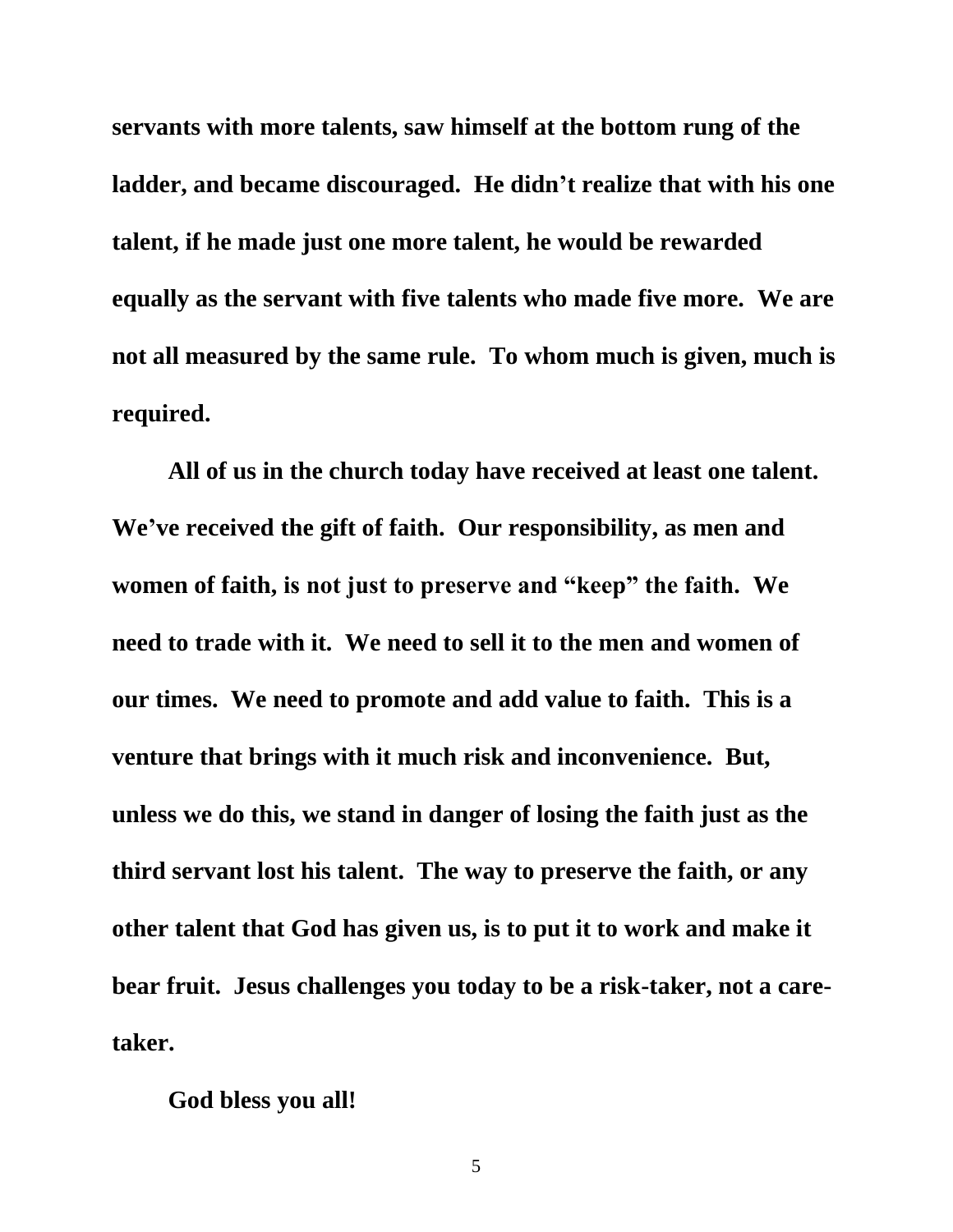**servants with more talents, saw himself at the bottom rung of the ladder, and became discouraged. He didn't realize that with his one talent, if he made just one more talent, he would be rewarded equally as the servant with five talents who made five more. We are not all measured by the same rule. To whom much is given, much is required.**

**All of us in the church today have received at least one talent. We've received the gift of faith. Our responsibility, as men and women of faith, is not just to preserve and "keep" the faith. We need to trade with it. We need to sell it to the men and women of our times. We need to promote and add value to faith. This is a venture that brings with it much risk and inconvenience. But, unless we do this, we stand in danger of losing the faith just as the third servant lost his talent. The way to preserve the faith, or any other talent that God has given us, is to put it to work and make it bear fruit. Jesus challenges you today to be a risk-taker, not a care-taker.**

**God bless you all!**